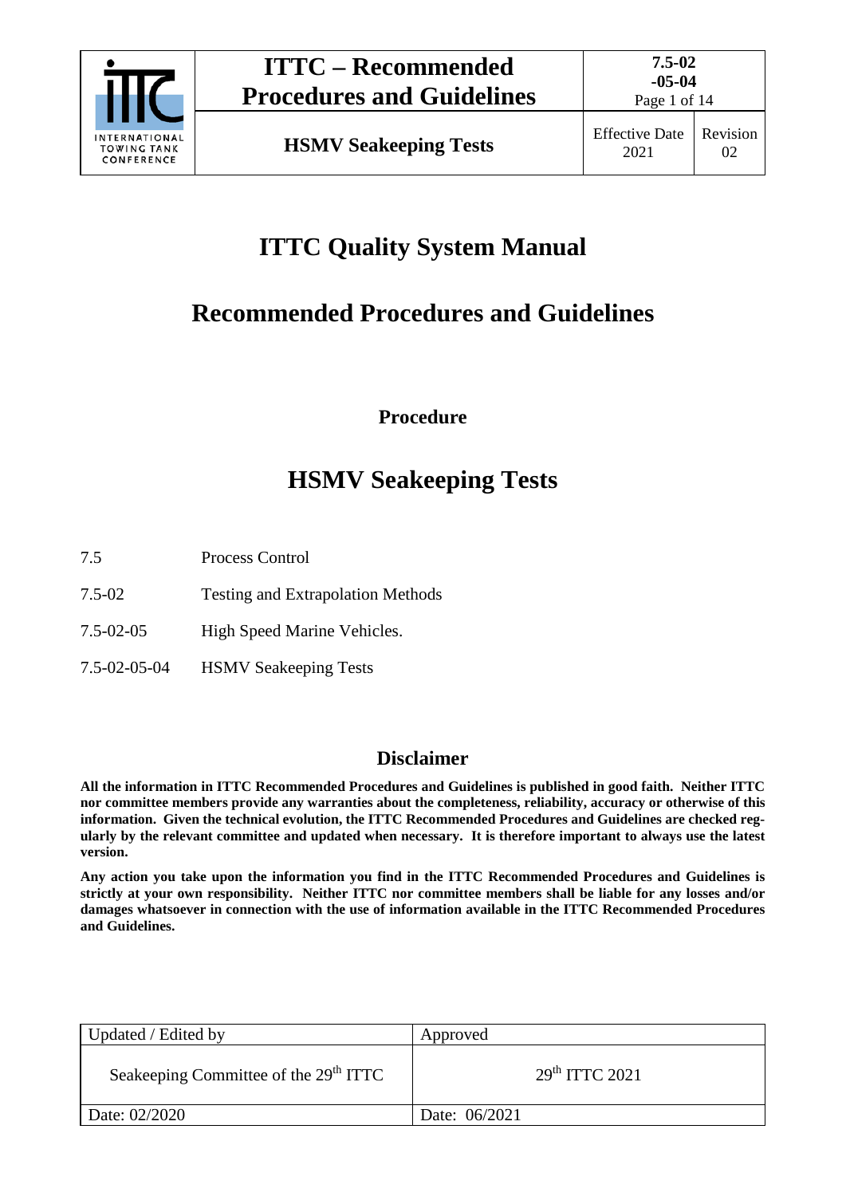# ITTC Quality System Manual

## Recommended Procedures and Guidelines

**Procedure**

# HSMV Seakeeping Tests

| | |
|---|---|
| 7.5 | Process Control |
| 7.5-02 | Testing and Extrapolation Methods |
| 7.5-02-05 | High Speed Marine Vehicles. |
| 7.5-02-05-04 | HSMV Seakeeping Tests |

## Disclaimer

**All the information in ITTC Recommended Procedures and Guidelines is published in good faith. Neither ITTC nor committee members provide any warranties about the completeness, reliability, accuracy or otherwise of this information. Given the technical evolution, the ITTC Recommended Procedures and Guidelines are checked regularly by the relevant committee and updated when necessary. It is therefore important to always use the latest version.**

**Any action you take upon the information you find in the ITTC Recommended Procedures and Guidelines is strictly at your own responsibility. Neither ITTC nor committee members shall be liable for any losses and/or damages whatsoever in connection with the use of information available in the ITTC Recommended Procedures and Guidelines.**

| Updated / Edited by | Approved |
|---|---|
| Seakeeping Committee of the 29th ITTC | 29th ITTC 2021 |
| Date: 02/2020 | Date: 06/2021 |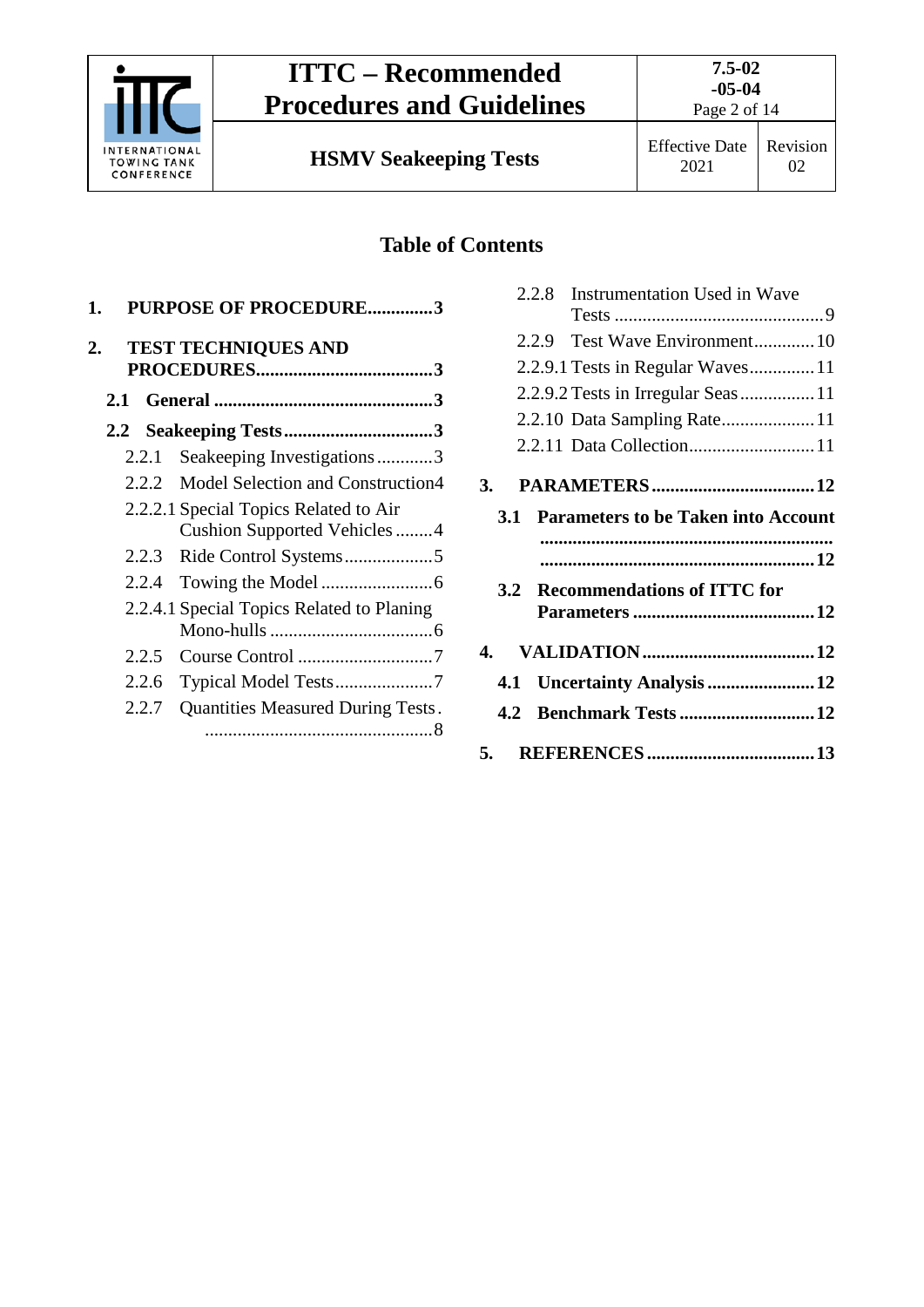# Table of Contents

1. **PURPOSE OF PROCEDURE** .............. **3**

2. **TEST TECHNIQUES AND PROCEDURES** ...................................... **3**

   **2.1 General** ............................................... **3**

   **2.2 Seakeeping Tests** ................................ **3**

   - 2.2.1 Seakeeping Investigations ............ 3
   - 2.2.2 Model Selection and Construction 4
   - 2.2.2.1 Special Topics Related to Air Cushion Supported Vehicles ........ 4
   - 2.2.3 Ride Control Systems ................... 5
   - 2.2.4 Towing the Model ........................ 6
   - 2.2.4.1 Special Topics Related to Planing Mono-hulls ................................... 6
   - 2.2.5 Course Control ............................. 7
   - 2.2.6 Typical Model Tests ..................... 7
   - 2.2.7 Quantities Measured During Tests ................................................ 8
   - 2.2.8 Instrumentation Used in Wave Tests ............................................ 9
   - 2.2.9 Test Wave Environment ............ 10
   - 2.2.9.1 Tests in Regular Waves ............. 11
   - 2.2.9.2 Tests in Irregular Seas ................ 11
   - 2.2.10 Data Sampling Rate .................... 11
   - 2.2.11 Data Collection ........................... 11

3. **PARAMETERS** ................................... **12**

   **3.1 Parameters to be Taken into Account** ........................................................... **12**

   **3.2 Recommendations of ITTC for Parameters** ....................................... **12**

4. **VALIDATION** ..................................... **12**

   **4.1 Uncertainty Analysis** ....................... **12**

   **4.2 Benchmark Tests** ............................. **12**

5. **REFERENCES** .................................... **13**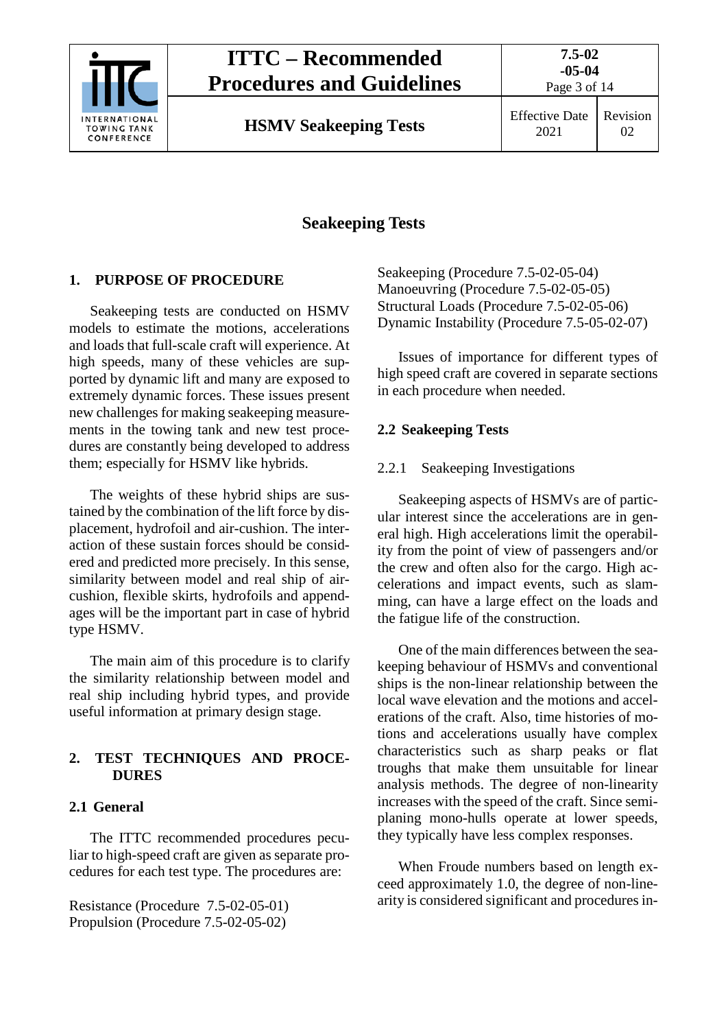# Seakeeping Tests

## 1. PURPOSE OF PROCEDURE

Seakeeping tests are conducted on HSMV models to estimate the motions, accelerations and loads that full-scale craft will experience. At high speeds, many of these vehicles are supported by dynamic lift and many are exposed to extremely dynamic forces. These issues present new challenges for making seakeeping measurements in the towing tank and new test procedures are constantly being developed to address them; especially for HSMV like hybrids.

The weights of these hybrid ships are sustained by the combination of the lift force by displacement, hydrofoil and air-cushion. The interaction of these sustain forces should be considered and predicted more precisely. In this sense, similarity between model and real ship of air-cushion, flexible skirts, hydrofoils and appendages will be the important part in case of hybrid type HSMV.

The main aim of this procedure is to clarify the similarity relationship between model and real ship including hybrid types, and provide useful information at primary design stage.

## 2. TEST TECHNIQUES AND PROCEDURES

### 2.1 General

The ITTC recommended procedures peculiar to high-speed craft are given as separate procedures for each test type. The procedures are:

Resistance (Procedure 7.5-02-05-01)
Propulsion (Procedure 7.5-02-05-02)
Seakeeping (Procedure 7.5-02-05-04)
Manoeuvring (Procedure 7.5-02-05-05)
Structural Loads (Procedure 7.5-02-05-06)
Dynamic Instability (Procedure 7.5-05-02-07)

Issues of importance for different types of high speed craft are covered in separate sections in each procedure when needed.

### 2.2 Seakeeping Tests

#### 2.2.1 Seakeeping Investigations

Seakeeping aspects of HSMVs are of particular interest since the accelerations are in general high. High accelerations limit the operability from the point of view of passengers and/or the crew and often also for the cargo. High accelerations and impact events, such as slamming, can have a large effect on the loads and the fatigue life of the construction.

One of the main differences between the seakeeping behaviour of HSMVs and conventional ships is the non-linear relationship between the local wave elevation and the motions and accelerations of the craft. Also, time histories of motions and accelerations usually have complex characteristics such as sharp peaks or flat troughs that make them unsuitable for linear analysis methods. The degree of non-linearity increases with the speed of the craft. Since semi-planing mono-hulls operate at lower speeds, they typically have less complex responses.

When Froude numbers based on length exceed approximately 1.0, the degree of non-linearity is considered significant and procedures in-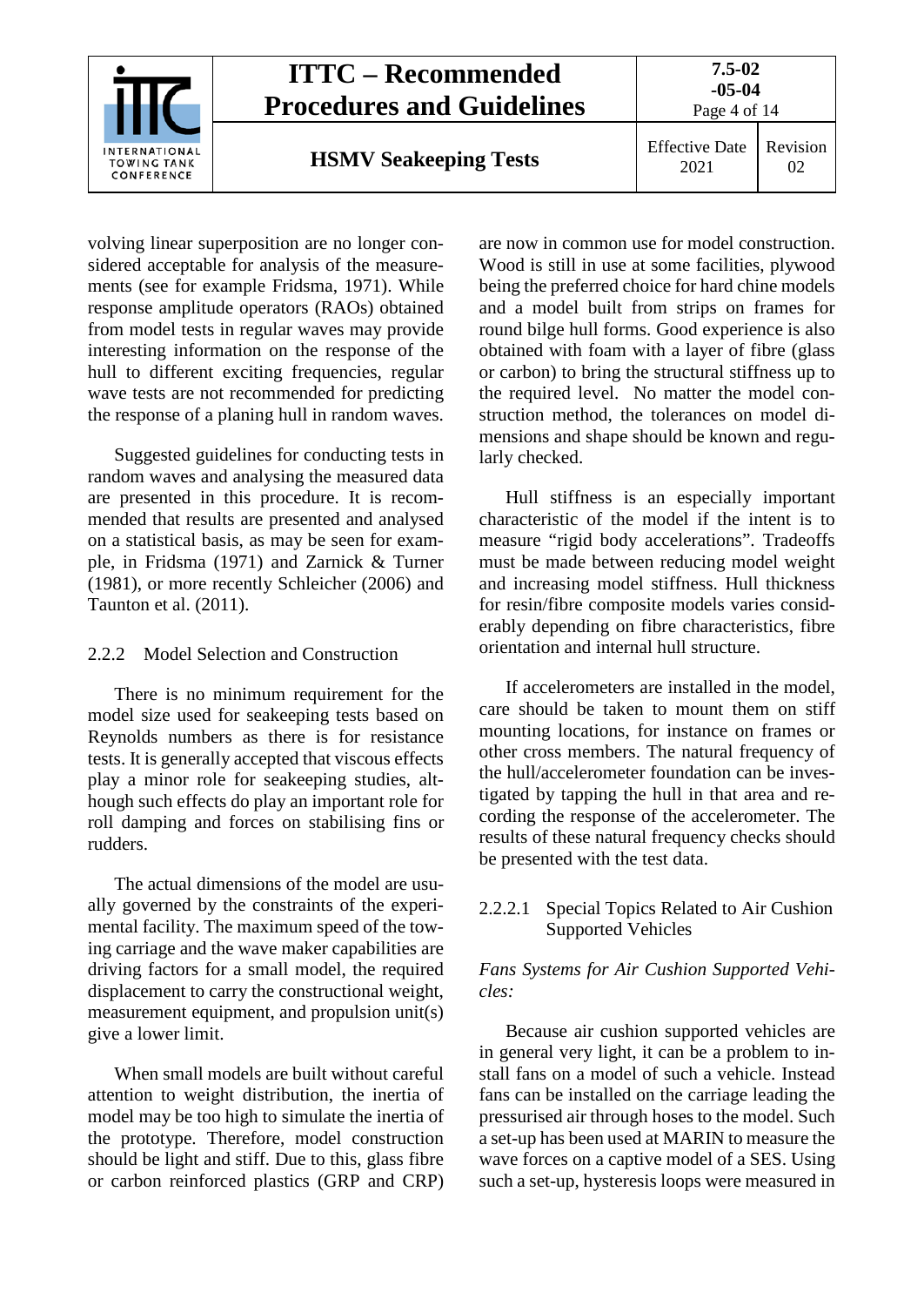volving linear superposition are no longer considered acceptable for analysis of the measurements (see for example Fridsma, 1971). While response amplitude operators (RAOs) obtained from model tests in regular waves may provide interesting information on the response of the hull to different exciting frequencies, regular wave tests are not recommended for predicting the response of a planing hull in random waves.

Suggested guidelines for conducting tests in random waves and analysing the measured data are presented in this procedure. It is recommended that results are presented and analysed on a statistical basis, as may be seen for example, in Fridsma (1971) and Zarnick & Turner (1981), or more recently Schleicher (2006) and Taunton et al. (2011).

#### 2.2.2 Model Selection and Construction

There is no minimum requirement for the model size used for seakeeping tests based on Reynolds numbers as there is for resistance tests. It is generally accepted that viscous effects play a minor role for seakeeping studies, although such effects do play an important role for roll damping and forces on stabilising fins or rudders.

The actual dimensions of the model are usually governed by the constraints of the experimental facility. The maximum speed of the towing carriage and the wave maker capabilities are driving factors for a small model, the required displacement to carry the constructional weight, measurement equipment, and propulsion unit(s) give a lower limit.

When small models are built without careful attention to weight distribution, the inertia of model may be too high to simulate the inertia of the prototype. Therefore, model construction should be light and stiff. Due to this, glass fibre or carbon reinforced plastics (GRP and CRP) are now in common use for model construction. Wood is still in use at some facilities, plywood being the preferred choice for hard chine models and a model built from strips on frames for round bilge hull forms. Good experience is also obtained with foam with a layer of fibre (glass or carbon) to bring the structural stiffness up to the required level. No matter the model construction method, the tolerances on model dimensions and shape should be known and regularly checked.

Hull stiffness is an especially important characteristic of the model if the intent is to measure "rigid body accelerations". Tradeoffs must be made between reducing model weight and increasing model stiffness. Hull thickness for resin/fibre composite models varies considerably depending on fibre characteristics, fibre orientation and internal hull structure.

If accelerometers are installed in the model, care should be taken to mount them on stiff mounting locations, for instance on frames or other cross members. The natural frequency of the hull/accelerometer foundation can be investigated by tapping the hull in that area and recording the response of the accelerometer. The results of these natural frequency checks should be presented with the test data.

##### 2.2.2.1 Special Topics Related to Air Cushion Supported Vehicles

*Fans Systems for Air Cushion Supported Vehicles:*

Because air cushion supported vehicles are in general very light, it can be a problem to install fans on a model of such a vehicle. Instead fans can be installed on the carriage leading the pressurised air through hoses to the model. Such a set-up has been used at MARIN to measure the wave forces on a captive model of a SES. Using such a set-up, hysteresis loops were measured in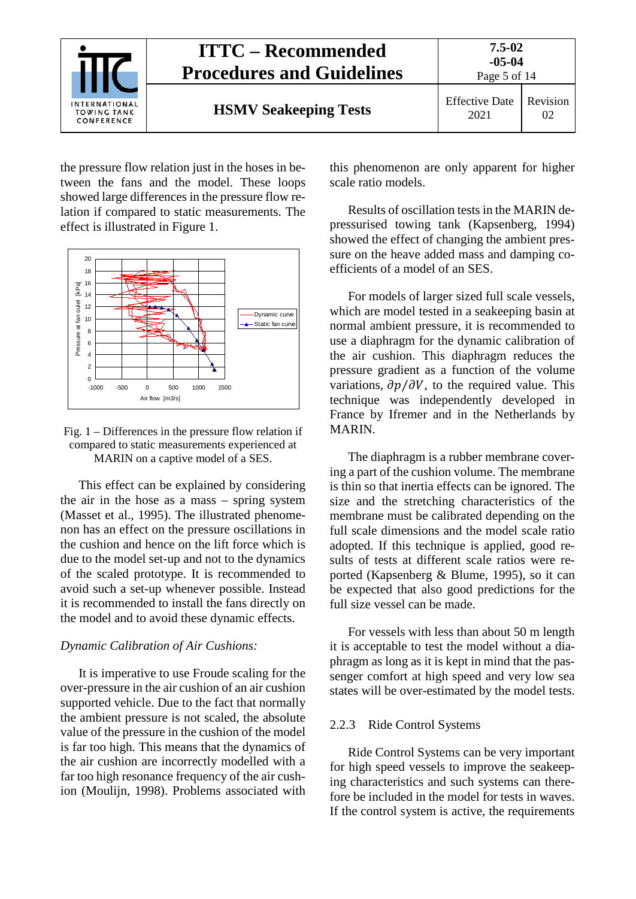the pressure flow relation just in the hoses in between the fans and the model. These loops showed large differences in the pressure flow relation if compared to static measurements. The effect is illustrated in Figure 1.

Fig. 1 – Differences in the pressure flow relation if compared to static measurements experienced at MARIN on a captive model of a SES.

This effect can be explained by considering the air in the hose as a mass – spring system (Masset et al., 1995). The illustrated phenomenon has an effect on the pressure oscillations in the cushion and hence on the lift force which is due to the model set-up and not to the dynamics of the scaled prototype. It is recommended to avoid such a set-up whenever possible. Instead it is recommended to install the fans directly on the model and to avoid these dynamic effects.

*Dynamic Calibration of Air Cushions:*

It is imperative to use Froude scaling for the over-pressure in the air cushion of an air cushion supported vehicle. Due to the fact that normally the ambient pressure is not scaled, the absolute value of the pressure in the cushion of the model is far too high. This means that the dynamics of the air cushion are incorrectly modelled with a far too high resonance frequency of the air cushion (Moulijn, 1998). Problems associated with this phenomenon are only apparent for higher scale ratio models.

Results of oscillation tests in the MARIN depressurised towing tank (Kapsenberg, 1994) showed the effect of changing the ambient pressure on the heave added mass and damping coefficients of a model of an SES.

For models of larger sized full scale vessels, which are model tested in a seakeeping basin at normal ambient pressure, it is recommended to use a diaphragm for the dynamic calibration of the air cushion. This diaphragm reduces the pressure gradient as a function of the volume variations, $\partial p/\partial V$, to the required value. This technique was independently developed in France by Ifremer and in the Netherlands by MARIN.

The diaphragm is a rubber membrane covering a part of the cushion volume. The membrane is thin so that inertia effects can be ignored. The size and the stretching characteristics of the membrane must be calibrated depending on the full scale dimensions and the model scale ratio adopted. If this technique is applied, good results of tests at different scale ratios were reported (Kapsenberg & Blume, 1995), so it can be expected that also good predictions for the full size vessel can be made.

For vessels with less than about 50 m length it is acceptable to test the model without a diaphragm as long as it is kept in mind that the passenger comfort at high speed and very low sea states will be over-estimated by the model tests.

### 2.2.3 Ride Control Systems

Ride Control Systems can be very important for high speed vessels to improve the seakeeping characteristics and such systems can therefore be included in the model for tests in waves. If the control system is active, the requirements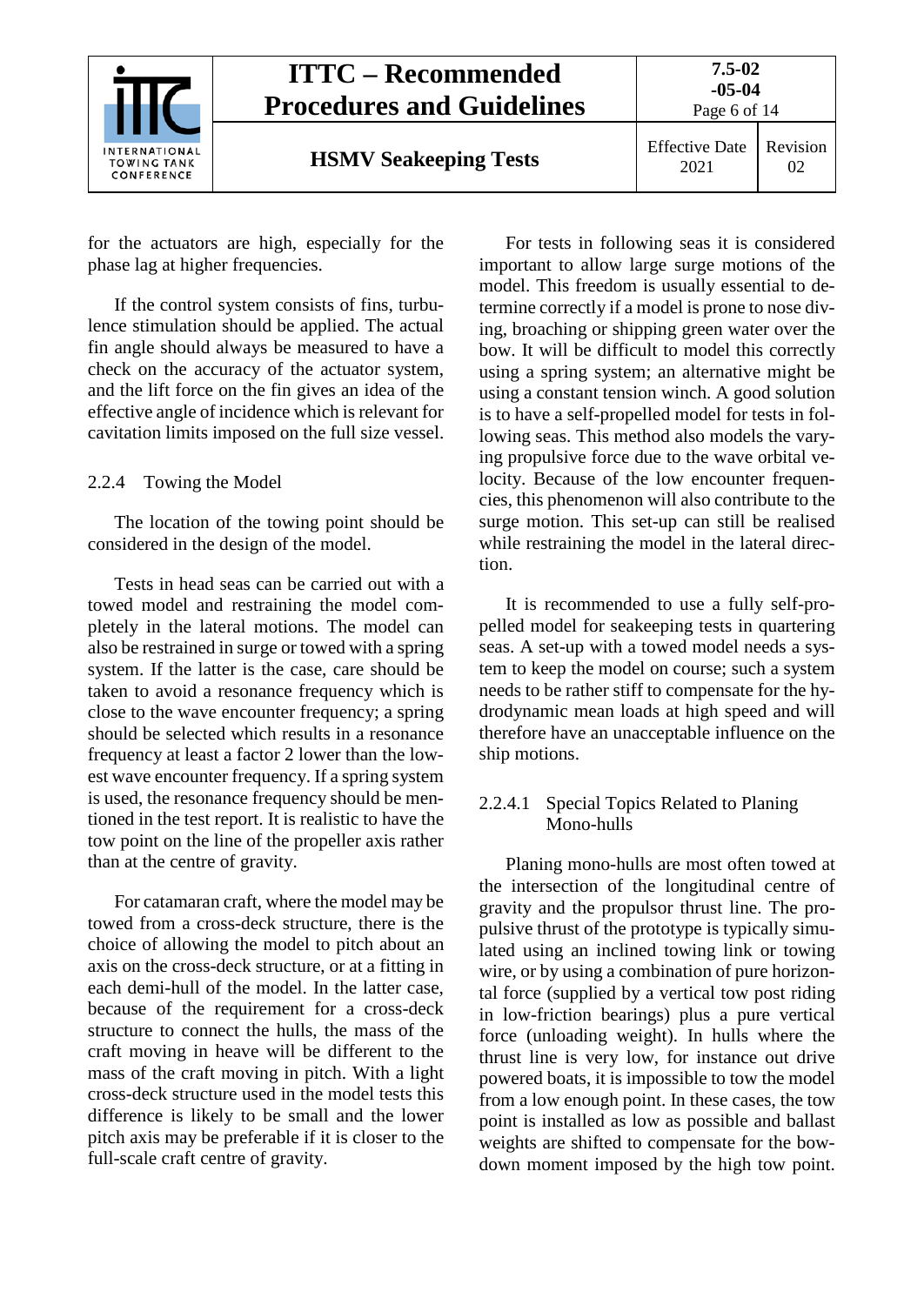for the actuators are high, especially for the phase lag at higher frequencies.

If the control system consists of fins, turbulence stimulation should be applied. The actual fin angle should always be measured to have a check on the accuracy of the actuator system, and the lift force on the fin gives an idea of the effective angle of incidence which is relevant for cavitation limits imposed on the full size vessel.

### 2.2.4 Towing the Model

The location of the towing point should be considered in the design of the model.

Tests in head seas can be carried out with a towed model and restraining the model completely in the lateral motions. The model can also be restrained in surge or towed with a spring system. If the latter is the case, care should be taken to avoid a resonance frequency which is close to the wave encounter frequency; a spring should be selected which results in a resonance frequency at least a factor 2 lower than the lowest wave encounter frequency. If a spring system is used, the resonance frequency should be mentioned in the test report. It is realistic to have the tow point on the line of the propeller axis rather than at the centre of gravity.

For catamaran craft, where the model may be towed from a cross-deck structure, there is the choice of allowing the model to pitch about an axis on the cross-deck structure, or at a fitting in each demi-hull of the model. In the latter case, because of the requirement for a cross-deck structure to connect the hulls, the mass of the craft moving in heave will be different to the mass of the craft moving in pitch. With a light cross-deck structure used in the model tests this difference is likely to be small and the lower pitch axis may be preferable if it is closer to the full-scale craft centre of gravity.

For tests in following seas it is considered important to allow large surge motions of the model. This freedom is usually essential to determine correctly if a model is prone to nose diving, broaching or shipping green water over the bow. It will be difficult to model this correctly using a spring system; an alternative might be using a constant tension winch. A good solution is to have a self-propelled model for tests in following seas. This method also models the varying propulsive force due to the wave orbital velocity. Because of the low encounter frequencies, this phenomenon will also contribute to the surge motion. This set-up can still be realised while restraining the model in the lateral direction.

It is recommended to use a fully self-propelled model for seakeeping tests in quartering seas. A set-up with a towed model needs a system to keep the model on course; such a system needs to be rather stiff to compensate for the hydrodynamic mean loads at high speed and will therefore have an unacceptable influence on the ship motions.

#### 2.2.4.1 Special Topics Related to Planing Mono-hulls

Planing mono-hulls are most often towed at the intersection of the longitudinal centre of gravity and the propulsor thrust line. The propulsive thrust of the prototype is typically simulated using an inclined towing link or towing wire, or by using a combination of pure horizontal force (supplied by a vertical tow post riding in low-friction bearings) plus a pure vertical force (unloading weight). In hulls where the thrust line is very low, for instance out drive powered boats, it is impossible to tow the model from a low enough point. In these cases, the tow point is installed as low as possible and ballast weights are shifted to compensate for the bow-down moment imposed by the high tow point.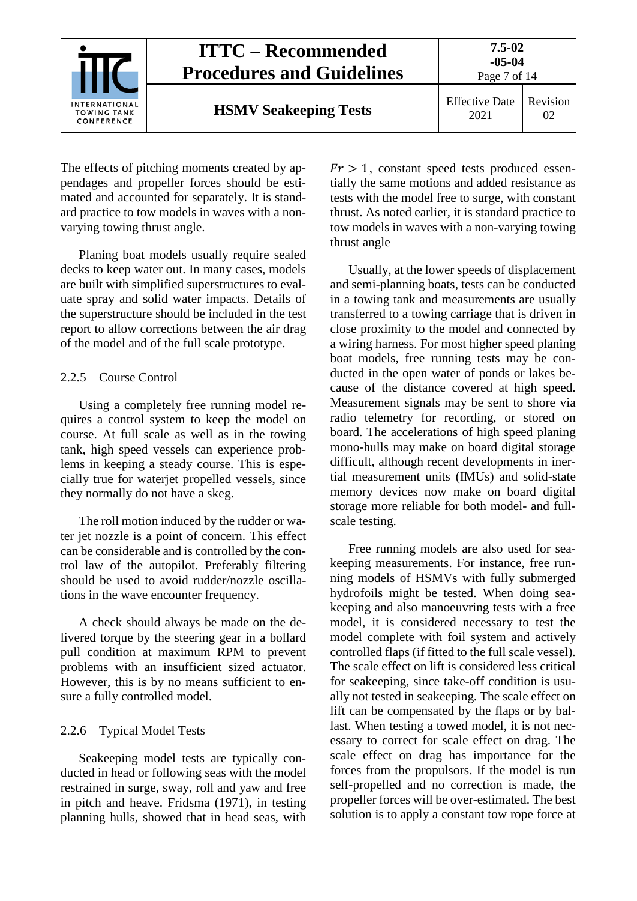The effects of pitching moments created by appendages and propeller forces should be estimated and accounted for separately. It is standard practice to tow models in waves with a non-varying towing thrust angle.

Planing boat models usually require sealed decks to keep water out. In many cases, models are built with simplified superstructures to evaluate spray and solid water impacts. Details of the superstructure should be included in the test report to allow corrections between the air drag of the model and of the full scale prototype.

### 2.2.5 Course Control

Using a completely free running model requires a control system to keep the model on course. At full scale as well as in the towing tank, high speed vessels can experience problems in keeping a steady course. This is especially true for waterjet propelled vessels, since they normally do not have a skeg.

The roll motion induced by the rudder or water jet nozzle is a point of concern. This effect can be considerable and is controlled by the control law of the autopilot. Preferably filtering should be used to avoid rudder/nozzle oscillations in the wave encounter frequency.

A check should always be made on the delivered torque by the steering gear in a bollard pull condition at maximum RPM to prevent problems with an insufficient sized actuator. However, this is by no means sufficient to ensure a fully controlled model.

### 2.2.6 Typical Model Tests

Seakeeping model tests are typically conducted in head or following seas with the model restrained in surge, sway, roll and yaw and free in pitch and heave. Fridsma (1971), in testing planning hulls, showed that in head seas, with $Fr > 1$, constant speed tests produced essentially the same motions and added resistance as tests with the model free to surge, with constant thrust. As noted earlier, it is standard practice to tow models in waves with a non-varying towing thrust angle

Usually, at the lower speeds of displacement and semi-planning boats, tests can be conducted in a towing tank and measurements are usually transferred to a towing carriage that is driven in close proximity to the model and connected by a wiring harness. For most higher speed planing boat models, free running tests may be conducted in the open water of ponds or lakes because of the distance covered at high speed. Measurement signals may be sent to shore via radio telemetry for recording, or stored on board. The accelerations of high speed planing mono-hulls may make on board digital storage difficult, although recent developments in inertial measurement units (IMUs) and solid-state memory devices now make on board digital storage more reliable for both model- and full-scale testing.

Free running models are also used for seakeeping measurements. For instance, free running models of HSMVs with fully submerged hydrofoils might be tested. When doing seakeeping and also manoeuvring tests with a free model, it is considered necessary to test the model complete with foil system and actively controlled flaps (if fitted to the full scale vessel). The scale effect on lift is considered less critical for seakeeping, since take-off condition is usually not tested in seakeeping. The scale effect on lift can be compensated by the flaps or by ballast. When testing a towed model, it is not necessary to correct for scale effect on drag. The scale effect on drag has importance for the forces from the propulsors. If the model is run self-propelled and no correction is made, the propeller forces will be over-estimated. The best solution is to apply a constant tow rope force at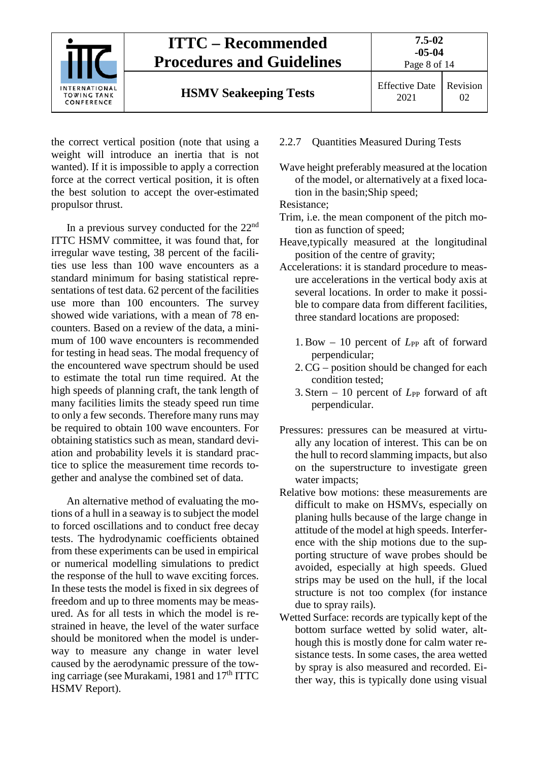the correct vertical position (note that using a weight will introduce an inertia that is not wanted). If it is impossible to apply a correction force at the correct vertical position, it is often the best solution to accept the over-estimated propulsor thrust.

In a previous survey conducted for the 22nd ITTC HSMV committee, it was found that, for irregular wave testing, 38 percent of the facilities use less than 100 wave encounters as a standard minimum for basing statistical representations of test data. 62 percent of the facilities use more than 100 encounters. The survey showed wide variations, with a mean of 78 encounters. Based on a review of the data, a minimum of 100 wave encounters is recommended for testing in head seas. The modal frequency of the encountered wave spectrum should be used to estimate the total run time required. At the high speeds of planning craft, the tank length of many facilities limits the steady speed run time to only a few seconds. Therefore many runs may be required to obtain 100 wave encounters. For obtaining statistics such as mean, standard deviation and probability levels it is standard practice to splice the measurement time records together and analyse the combined set of data.

An alternative method of evaluating the motions of a hull in a seaway is to subject the model to forced oscillations and to conduct free decay tests. The hydrodynamic coefficients obtained from these experiments can be used in empirical or numerical modelling simulations to predict the response of the hull to wave exciting forces. In these tests the model is fixed in six degrees of freedom and up to three moments may be measured. As for all tests in which the model is restrained in heave, the level of the water surface should be monitored when the model is underway to measure any change in water level caused by the aerodynamic pressure of the towing carriage (see Murakami, 1981 and 17th ITTC HSMV Report).

### 2.2.7 Quantities Measured During Tests

Wave height preferably measured at the location of the model, or alternatively at a fixed location in the basin;Ship speed;

Resistance;

Trim, i.e. the mean component of the pitch motion as function of speed;

Heave,typically measured at the longitudinal position of the centre of gravity;

Accelerations: it is standard procedure to measure accelerations in the vertical body axis at several locations. In order to make it possible to compare data from different facilities, three standard locations are proposed:

1. Bow – 10 percent of $L_{PP}$ aft of forward perpendicular;
2. CG – position should be changed for each condition tested;
3. Stern – 10 percent of $L_{PP}$ forward of aft perpendicular.

Pressures: pressures can be measured at virtually any location of interest. This can be on the hull to record slamming impacts, but also on the superstructure to investigate green water impacts;

Relative bow motions: these measurements are difficult to make on HSMVs, especially on planing hulls because of the large change in attitude of the model at high speeds. Interference with the ship motions due to the supporting structure of wave probes should be avoided, especially at high speeds. Glued strips may be used on the hull, if the local structure is not too complex (for instance due to spray rails).

Wetted Surface: records are typically kept of the bottom surface wetted by solid water, although this is mostly done for calm water resistance tests. In some cases, the area wetted by spray is also measured and recorded. Either way, this is typically done using visual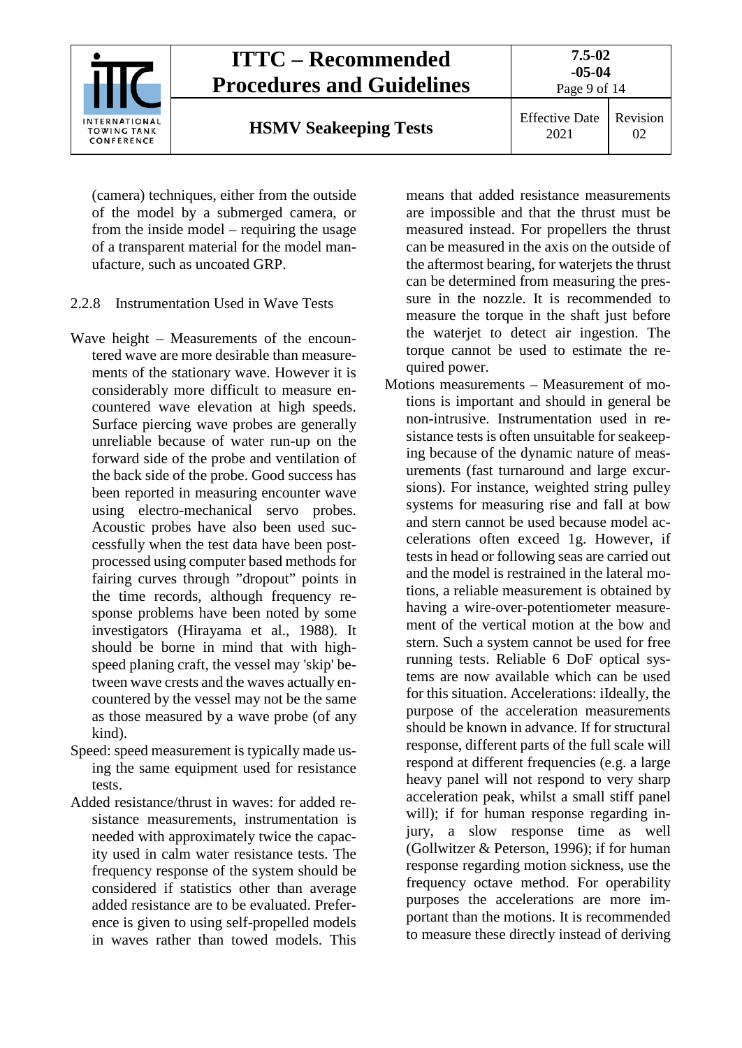(camera) techniques, either from the outside of the model by a submerged camera, or from the inside model – requiring the usage of a transparent material for the model manufacture, such as uncoated GRP.

### 2.2.8 Instrumentation Used in Wave Tests

Wave height – Measurements of the encountered wave are more desirable than measurements of the stationary wave. However it is considerably more difficult to measure encountered wave elevation at high speeds. Surface piercing wave probes are generally unreliable because of water run-up on the forward side of the probe and ventilation of the back side of the probe. Good success has been reported in measuring encounter wave using electro-mechanical servo probes. Acoustic probes have also been used successfully when the test data have been post-processed using computer based methods for fairing curves through "dropout" points in the time records, although frequency response problems have been noted by some investigators (Hirayama et al., 1988). It should be borne in mind that with high-speed planing craft, the vessel may 'skip' between wave crests and the waves actually encountered by the vessel may not be the same as those measured by a wave probe (of any kind).

Speed: speed measurement is typically made using the same equipment used for resistance tests.

Added resistance/thrust in waves: for added resistance measurements, instrumentation is needed with approximately twice the capacity used in calm water resistance tests. The frequency response of the system should be considered if statistics other than average added resistance are to be evaluated. Preference is given to using self-propelled models in waves rather than towed models. This means that added resistance measurements are impossible and that the thrust must be measured instead. For propellers the thrust can be measured in the axis on the outside of the aftermost bearing, for waterjets the thrust can be determined from measuring the pressure in the nozzle. It is recommended to measure the torque in the shaft just before the waterjet to detect air ingestion. The torque cannot be used to estimate the required power.

Motions measurements – Measurement of motions is important and should in general be non-intrusive. Instrumentation used in resistance tests is often unsuitable for seakeeping because of the dynamic nature of measurements (fast turnaround and large excursions). For instance, weighted string pulley systems for measuring rise and fall at bow and stern cannot be used because model accelerations often exceed 1g. However, if tests in head or following seas are carried out and the model is restrained in the lateral motions, a reliable measurement is obtained by having a wire-over-potentiometer measurement of the vertical motion at the bow and stern. Such a system cannot be used for free running tests. Reliable 6 DoF optical systems are now available which can be used for this situation. Accelerations: iIdeally, the purpose of the acceleration measurements should be known in advance. If for structural response, different parts of the full scale will respond at different frequencies (e.g. a large heavy panel will not respond to very sharp acceleration peak, whilst a small stiff panel will); if for human response regarding injury, a slow response time as well (Gollwitzer & Peterson, 1996); if for human response regarding motion sickness, use the frequency octave method. For operability purposes the accelerations are more important than the motions. It is recommended to measure these directly instead of deriving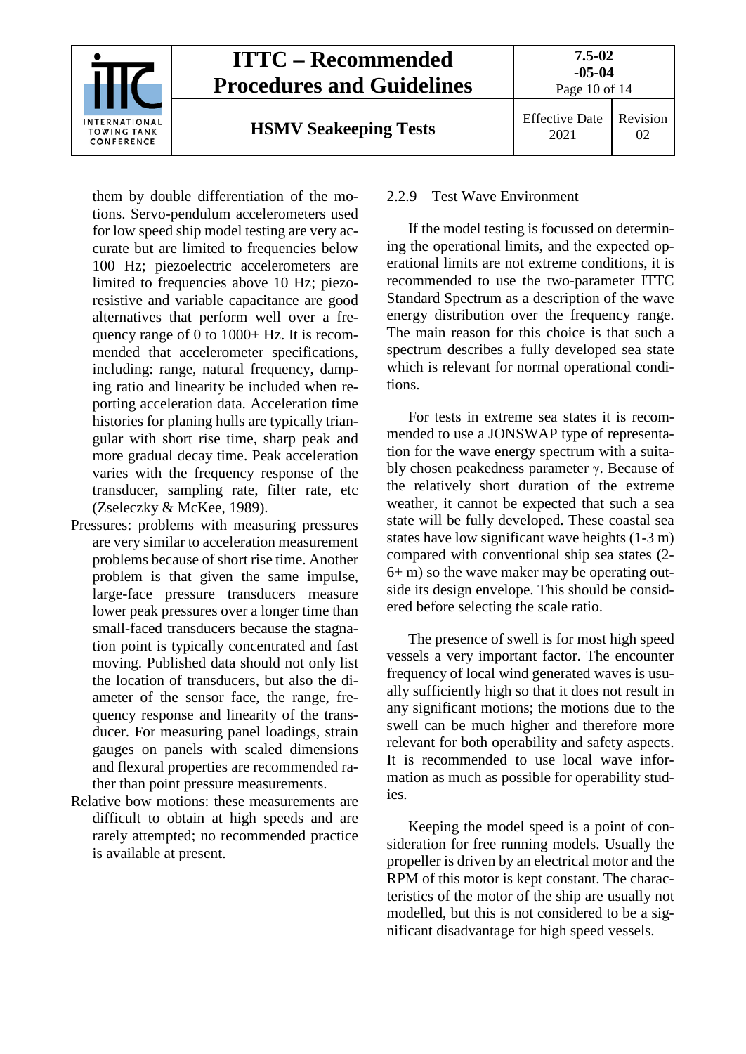them by double differentiation of the motions. Servo-pendulum accelerometers used for low speed ship model testing are very accurate but are limited to frequencies below 100 Hz; piezoelectric accelerometers are limited to frequencies above 10 Hz; piezoresistive and variable capacitance are good alternatives that perform well over a frequency range of 0 to 1000+ Hz. It is recommended that accelerometer specifications, including: range, natural frequency, damping ratio and linearity be included when reporting acceleration data. Acceleration time histories for planing hulls are typically triangular with short rise time, sharp peak and more gradual decay time. Peak acceleration varies with the frequency response of the transducer, sampling rate, filter rate, etc (Zseleczky & McKee, 1989).

Pressures: problems with measuring pressures are very similar to acceleration measurement problems because of short rise time. Another problem is that given the same impulse, large-face pressure transducers measure lower peak pressures over a longer time than small-faced transducers because the stagnation point is typically concentrated and fast moving. Published data should not only list the location of transducers, but also the diameter of the sensor face, the range, frequency response and linearity of the transducer. For measuring panel loadings, strain gauges on panels with scaled dimensions and flexural properties are recommended rather than point pressure measurements.

Relative bow motions: these measurements are difficult to obtain at high speeds and are rarely attempted; no recommended practice is available at present.

### 2.2.9 Test Wave Environment

If the model testing is focussed on determining the operational limits, and the expected operational limits are not extreme conditions, it is recommended to use the two-parameter ITTC Standard Spectrum as a description of the wave energy distribution over the frequency range. The main reason for this choice is that such a spectrum describes a fully developed sea state which is relevant for normal operational conditions.

For tests in extreme sea states it is recommended to use a JONSWAP type of representation for the wave energy spectrum with a suitably chosen peakedness parameter $\gamma$. Because of the relatively short duration of the extreme weather, it cannot be expected that such a sea state will be fully developed. These coastal sea states have low significant wave heights (1-3 m) compared with conventional ship sea states (2-6+ m) so the wave maker may be operating outside its design envelope. This should be considered before selecting the scale ratio.

The presence of swell is for most high speed vessels a very important factor. The encounter frequency of local wind generated waves is usually sufficiently high so that it does not result in any significant motions; the motions due to the swell can be much higher and therefore more relevant for both operability and safety aspects. It is recommended to use local wave information as much as possible for operability studies.

Keeping the model speed is a point of consideration for free running models. Usually the propeller is driven by an electrical motor and the RPM of this motor is kept constant. The characteristics of the motor of the ship are usually not modelled, but this is not considered to be a significant disadvantage for high speed vessels.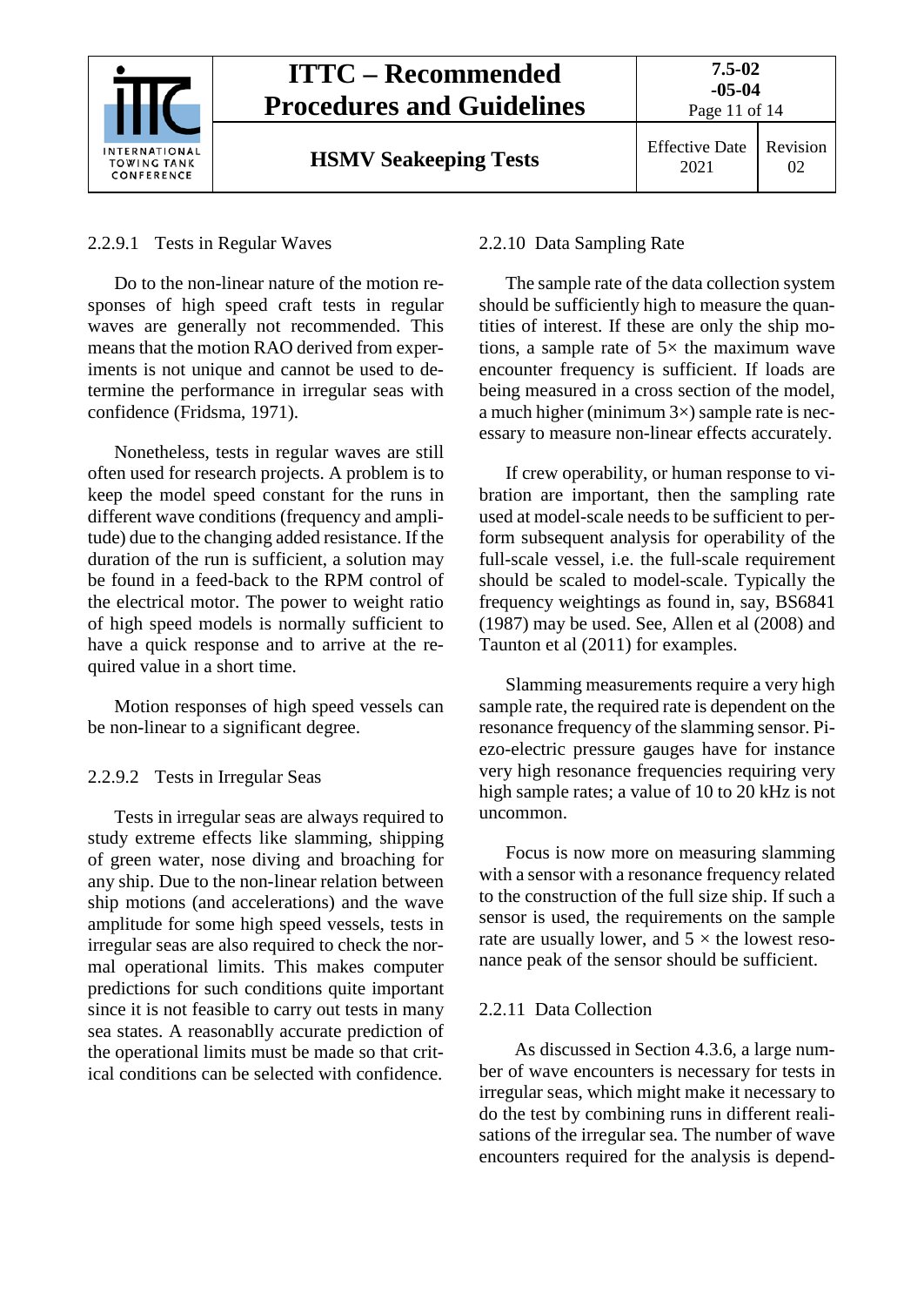#### 2.2.9.1 Tests in Regular Waves

Do to the non-linear nature of the motion responses of high speed craft tests in regular waves are generally not recommended. This means that the motion RAO derived from experiments is not unique and cannot be used to determine the performance in irregular seas with confidence (Fridsma, 1971).

Nonetheless, tests in regular waves are still often used for research projects. A problem is to keep the model speed constant for the runs in different wave conditions (frequency and amplitude) due to the changing added resistance. If the duration of the run is sufficient, a solution may be found in a feed-back to the RPM control of the electrical motor. The power to weight ratio of high speed models is normally sufficient to have a quick response and to arrive at the required value in a short time.

Motion responses of high speed vessels can be non-linear to a significant degree.

#### 2.2.9.2 Tests in Irregular Seas

Tests in irregular seas are always required to study extreme effects like slamming, shipping of green water, nose diving and broaching for any ship. Due to the non-linear relation between ship motions (and accelerations) and the wave amplitude for some high speed vessels, tests in irregular seas are also required to check the normal operational limits. This makes computer predictions for such conditions quite important since it is not feasible to carry out tests in many sea states. A reasonablly accurate prediction of the operational limits must be made so that critical conditions can be selected with confidence.

### 2.2.10 Data Sampling Rate

The sample rate of the data collection system should be sufficiently high to measure the quantities of interest. If these are only the ship motions, a sample rate of 5× the maximum wave encounter frequency is sufficient. If loads are being measured in a cross section of the model, a much higher (minimum 3×) sample rate is necessary to measure non-linear effects accurately.

If crew operability, or human response to vibration are important, then the sampling rate used at model-scale needs to be sufficient to perform subsequent analysis for operability of the full-scale vessel, i.e. the full-scale requirement should be scaled to model-scale. Typically the frequency weightings as found in, say, BS6841 (1987) may be used. See, Allen et al (2008) and Taunton et al (2011) for examples.

Slamming measurements require a very high sample rate, the required rate is dependent on the resonance frequency of the slamming sensor. Piezo-electric pressure gauges have for instance very high resonance frequencies requiring very high sample rates; a value of 10 to 20 kHz is not uncommon.

Focus is now more on measuring slamming with a sensor with a resonance frequency related to the construction of the full size ship. If such a sensor is used, the requirements on the sample rate are usually lower, and 5 × the lowest resonance peak of the sensor should be sufficient.

### 2.2.11 Data Collection

As discussed in Section 4.3.6, a large number of wave encounters is necessary for tests in irregular seas, which might make it necessary to do the test by combining runs in different realisations of the irregular sea. The number of wave encounters required for the analysis is depend-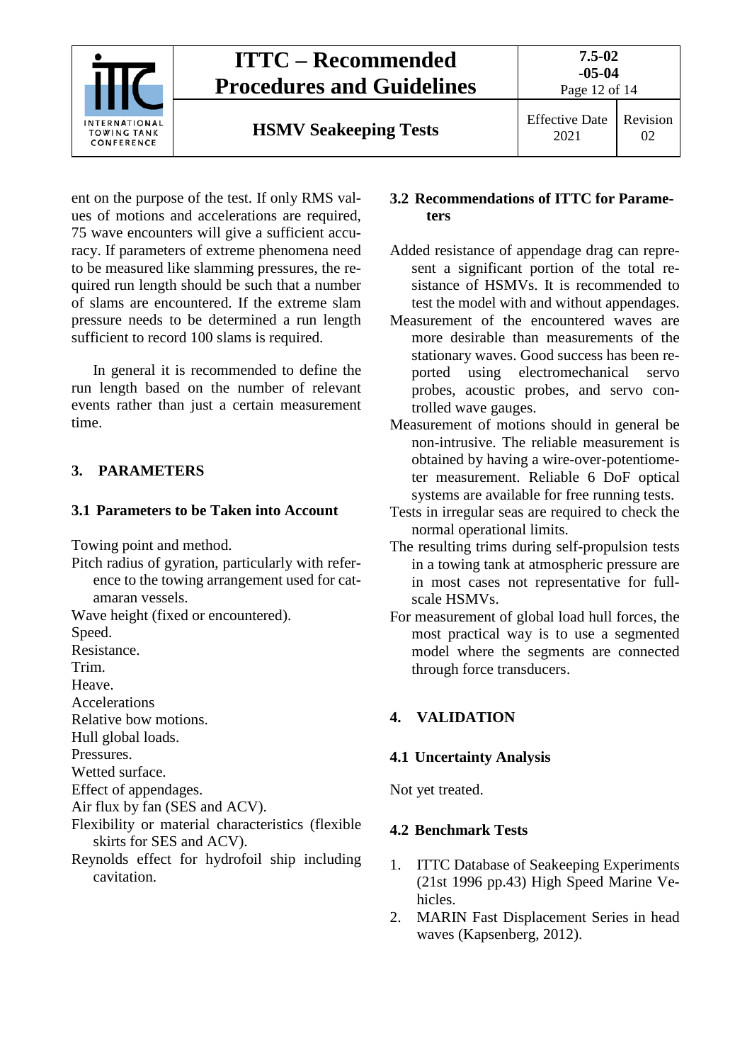ent on the purpose of the test. If only RMS values of motions and accelerations are required, 75 wave encounters will give a sufficient accuracy. If parameters of extreme phenomena need to be measured like slamming pressures, the required run length should be such that a number of slams are encountered. If the extreme slam pressure needs to be determined a run length sufficient to record 100 slams is required.

In general it is recommended to define the run length based on the number of relevant events rather than just a certain measurement time.

## 3. PARAMETERS

### 3.1 Parameters to be Taken into Account

Towing point and method.
Pitch radius of gyration, particularly with reference to the towing arrangement used for catamaran vessels.
Wave height (fixed or encountered).
Speed.
Resistance.
Trim.
Heave.
Accelerations
Relative bow motions.
Hull global loads.
Pressures.
Wetted surface.
Effect of appendages.
Air flux by fan (SES and ACV).
Flexibility or material characteristics (flexible skirts for SES and ACV).
Reynolds effect for hydrofoil ship including cavitation.

### 3.2 Recommendations of ITTC for Parameters

Added resistance of appendage drag can represent a significant portion of the total resistance of HSMVs. It is recommended to test the model with and without appendages.
Measurement of the encountered waves are more desirable than measurements of the stationary waves. Good success has been reported using electromechanical servo probes, acoustic probes, and servo controlled wave gauges.
Measurement of motions should in general be non-intrusive. The reliable measurement is obtained by having a wire-over-potentiometer measurement. Reliable 6 DoF optical systems are available for free running tests.
Tests in irregular seas are required to check the normal operational limits.
The resulting trims during self-propulsion tests in a towing tank at atmospheric pressure are in most cases not representative for full-scale HSMVs.
For measurement of global load hull forces, the most practical way is to use a segmented model where the segments are connected through force transducers.

## 4. VALIDATION

### 4.1 Uncertainty Analysis

Not yet treated.

### 4.2 Benchmark Tests

1. ITTC Database of Seakeeping Experiments (21st 1996 pp.43) High Speed Marine Vehicles.
2. MARIN Fast Displacement Series in head waves (Kapsenberg, 2012).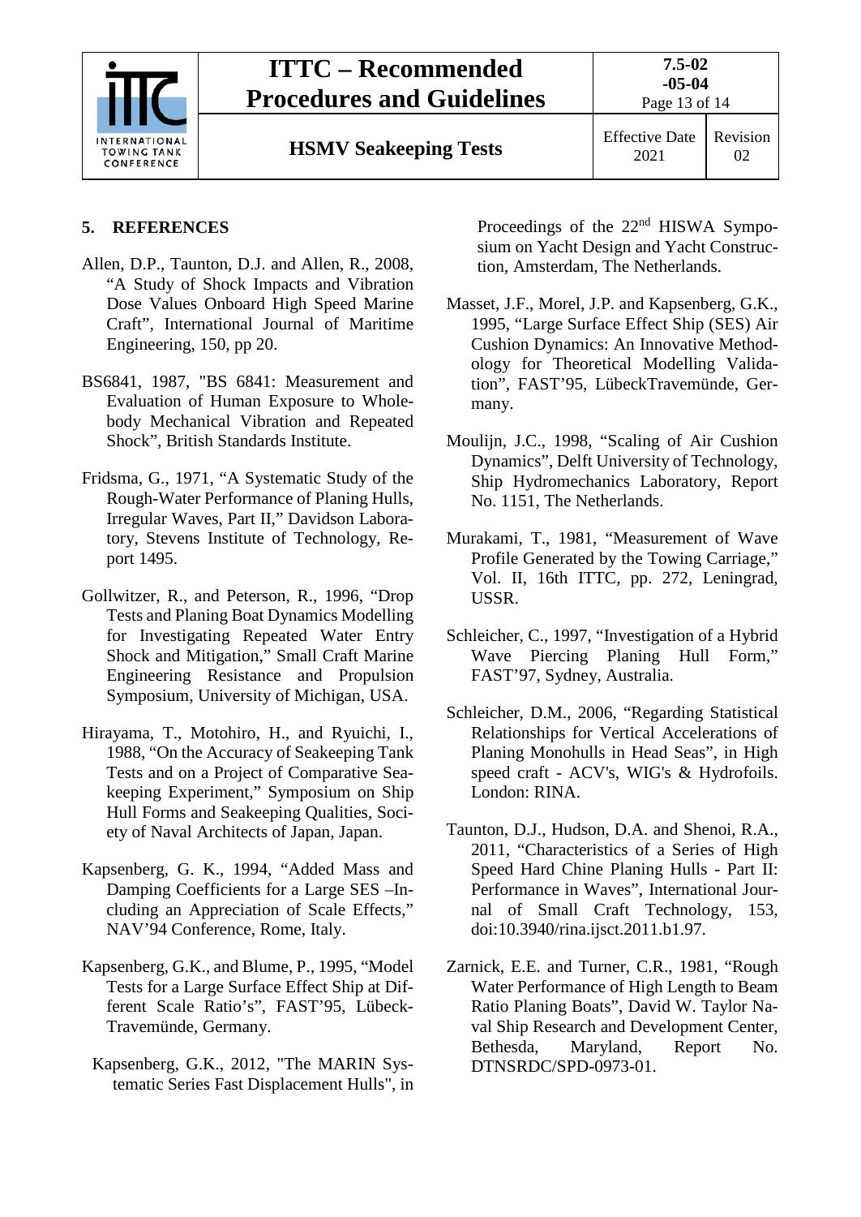## 5. REFERENCES

Allen, D.P., Taunton, D.J. and Allen, R., 2008, "A Study of Shock Impacts and Vibration Dose Values Onboard High Speed Marine Craft", International Journal of Maritime Engineering, 150, pp 20.

BS6841, 1987, "BS 6841: Measurement and Evaluation of Human Exposure to Whole-body Mechanical Vibration and Repeated Shock", British Standards Institute.

Fridsma, G., 1971, "A Systematic Study of the Rough-Water Performance of Planing Hulls, Irregular Waves, Part II," Davidson Laboratory, Stevens Institute of Technology, Report 1495.

Gollwitzer, R., and Peterson, R., 1996, "Drop Tests and Planing Boat Dynamics Modelling for Investigating Repeated Water Entry Shock and Mitigation," Small Craft Marine Engineering Resistance and Propulsion Symposium, University of Michigan, USA.

Hirayama, T., Motohiro, H., and Ryuichi, I., 1988, "On the Accuracy of Seakeeping Tank Tests and on a Project of Comparative Seakeeping Experiment," Symposium on Ship Hull Forms and Seakeeping Qualities, Society of Naval Architects of Japan, Japan.

Kapsenberg, G. K., 1994, "Added Mass and Damping Coefficients for a Large SES –Including an Appreciation of Scale Effects," NAV'94 Conference, Rome, Italy.

Kapsenberg, G.K., and Blume, P., 1995, "Model Tests for a Large Surface Effect Ship at Different Scale Ratio's", FAST'95, Lübeck-Travemünde, Germany.

Kapsenberg, G.K., 2012, "The MARIN Systematic Series Fast Displacement Hulls", in Proceedings of the 22nd HISWA Symposium on Yacht Design and Yacht Construction, Amsterdam, The Netherlands.

Masset, J.F., Morel, J.P. and Kapsenberg, G.K., 1995, "Large Surface Effect Ship (SES) Air Cushion Dynamics: An Innovative Methodology for Theoretical Modelling Validation", FAST'95, LübeckTravemünde, Germany.

Moulijn, J.C., 1998, "Scaling of Air Cushion Dynamics", Delft University of Technology, Ship Hydromechanics Laboratory, Report No. 1151, The Netherlands.

Murakami, T., 1981, "Measurement of Wave Profile Generated by the Towing Carriage," Vol. II, 16th ITTC, pp. 272, Leningrad, USSR.

Schleicher, C., 1997, "Investigation of a Hybrid Wave Piercing Planing Hull Form," FAST'97, Sydney, Australia.

Schleicher, D.M., 2006, "Regarding Statistical Relationships for Vertical Accelerations of Planing Monohulls in Head Seas", in High speed craft - ACV's, WIG's & Hydrofoils. London: RINA.

Taunton, D.J., Hudson, D.A. and Shenoi, R.A., 2011, "Characteristics of a Series of High Speed Hard Chine Planing Hulls - Part II: Performance in Waves", International Journal of Small Craft Technology, 153, doi:10.3940/rina.ijsct.2011.b1.97.

Zarnick, E.E. and Turner, C.R., 1981, "Rough Water Performance of High Length to Beam Ratio Planing Boats", David W. Taylor Naval Ship Research and Development Center, Bethesda, Maryland, Report No. DTNSRDC/SPD-0973-01.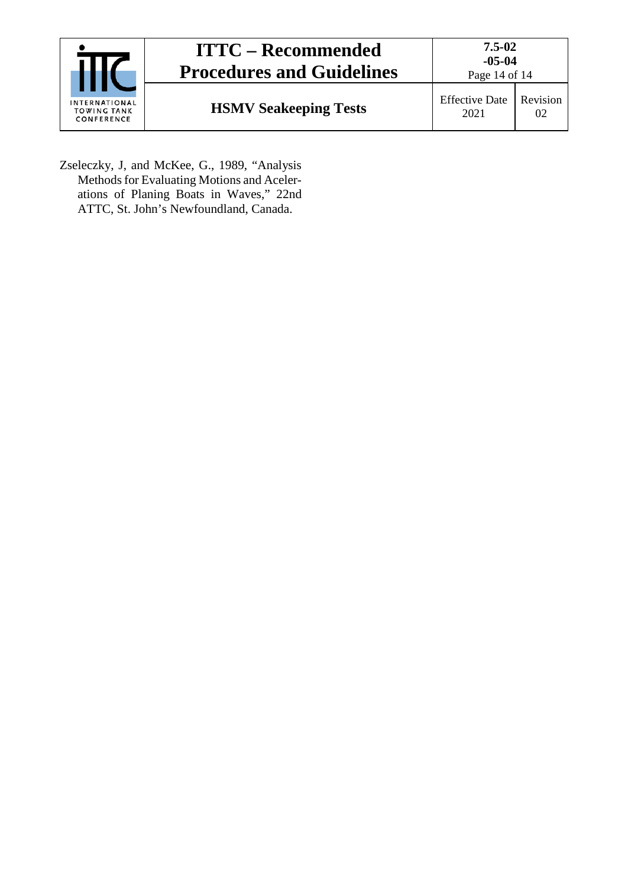Zseleczky, J, and McKee, G., 1989, "Analysis Methods for Evaluating Motions and Accelerations of Planing Boats in Waves," 22nd ATTC, St. John's Newfoundland, Canada.